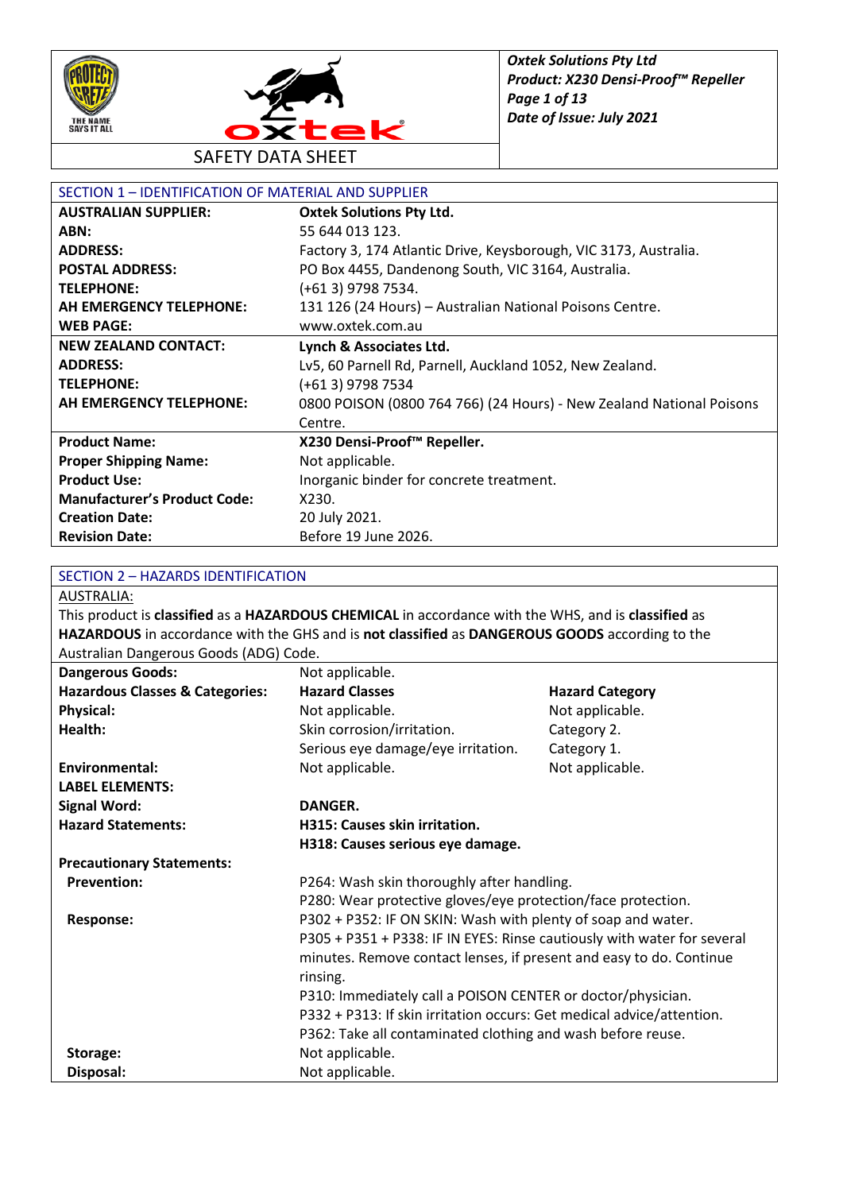# SAFETY DATA SHEET

## SECTION 1 – IDENTIFICATION OF MATERIAL AND SUPPLIER

| | |
|---|---|
| **AUSTRALIAN SUPPLIER:** | **Oxtek Solutions Pty Ltd.** |
| **ABN:** | 55 644 013 123. |
| **ADDRESS:** | Factory 3, 174 Atlantic Drive, Keysborough, VIC 3173, Australia. |
| **POSTAL ADDRESS:** | PO Box 4455, Dandenong South, VIC 3164, Australia. |
| **TELEPHONE:** | (+61 3) 9798 7534. |
| **AH EMERGENCY TELEPHONE:** | 131 126 (24 Hours) – Australian National Poisons Centre. |
| **WEB PAGE:** | www.oxtek.com.au |
| **NEW ZEALAND CONTACT:** | **Lynch & Associates Ltd.** |
| **ADDRESS:** | Lv5, 60 Parnell Rd, Parnell, Auckland 1052, New Zealand. |
| **TELEPHONE:** | (+61 3) 9798 7534 |
| **AH EMERGENCY TELEPHONE:** | 0800 POISON (0800 764 766) (24 Hours) - New Zealand National Poisons Centre. |
| **Product Name:** | **X230 Densi-Proof™ Repeller.** |
| **Proper Shipping Name:** | Not applicable. |
| **Product Use:** | Inorganic binder for concrete treatment. |
| **Manufacturer's Product Code:** | X230. |
| **Creation Date:** | 20 July 2021. |
| **Revision Date:** | Before 19 June 2026. |

## SECTION 2 – HAZARDS IDENTIFICATION

AUSTRALIA:

This product is **classified** as a **HAZARDOUS CHEMICAL** in accordance with the WHS, and is **classified** as **HAZARDOUS** in accordance with the GHS and is **not classified** as **DANGEROUS GOODS** according to the Australian Dangerous Goods (ADG) Code.

| | | |
|---|---|---|
| **Dangerous Goods:** | Not applicable. | |
| **Hazardous Classes & Categories:** | **Hazard Classes** | **Hazard Category** |
| **Physical:** | Not applicable. | Not applicable. |
| **Health:** | Skin corrosion/irritation. | Category 2. |
| | Serious eye damage/eye irritation. | Category 1. |
| **Environmental:** | Not applicable. | Not applicable. |

**LABEL ELEMENTS:**

| | |
|---|---|
| **Signal Word:** | **DANGER.** |
| **Hazard Statements:** | **H315: Causes skin irritation.**<br>**H318: Causes serious eye damage.** |

**Precautionary Statements:**

| | |
|---|---|
| **Prevention:** | P264: Wash skin thoroughly after handling.<br>P280: Wear protective gloves/eye protection/face protection. |
| **Response:** | P302 + P352: IF ON SKIN: Wash with plenty of soap and water.<br>P305 + P351 + P338: IF IN EYES: Rinse cautiously with water for several minutes. Remove contact lenses, if present and easy to do. Continue rinsing.<br>P310: Immediately call a POISON CENTER or doctor/physician.<br>P332 + P313: If skin irritation occurs: Get medical advice/attention.<br>P362: Take all contaminated clothing and wash before reuse. |
| **Storage:** | Not applicable. |
| **Disposal:** | Not applicable. |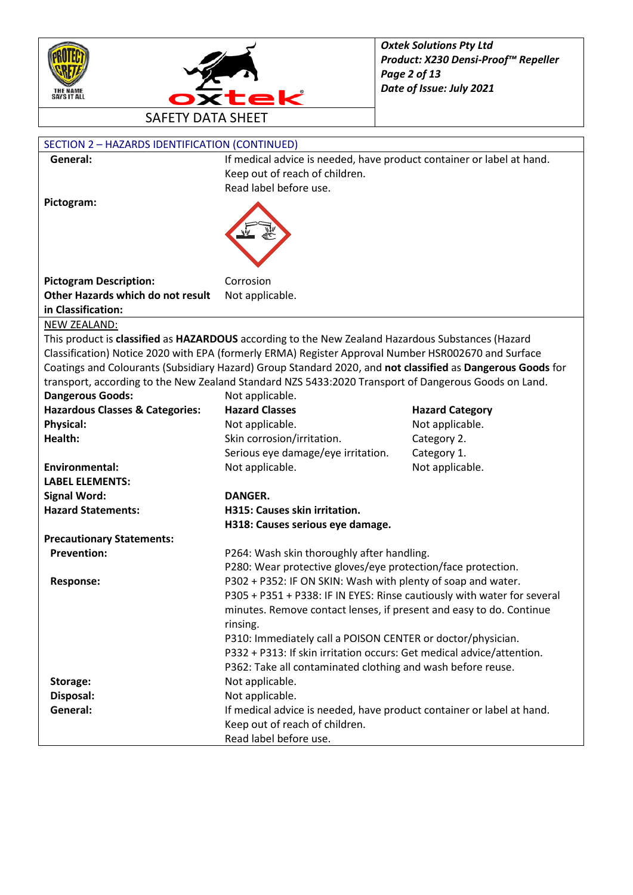## SECTION 2 – HAZARDS IDENTIFICATION (CONTINUED)

| | |
|---|---|
| **General:** | If medical advice is needed, have product container or label at hand.<br>Keep out of reach of children.<br>Read label before use. |
| **Pictogram:** | |
| **Pictogram Description:** | Corrosion |
| **Other Hazards which do not result in Classification:** | Not applicable. |

NEW ZEALAND:

This product is **classified** as **HAZARDOUS** according to the New Zealand Hazardous Substances (Hazard Classification) Notice 2020 with EPA (formerly ERMA) Register Approval Number HSR002670 and Surface Coatings and Colourants (Subsidiary Hazard) Group Standard 2020, and **not classified** as **Dangerous Goods** for transport, according to the New Zealand Standard NZS 5433:2020 Transport of Dangerous Goods on Land.

| | | |
|---|---|---|
| **Dangerous Goods:** | Not applicable. | |
| **Hazardous Classes & Categories:** | **Hazard Classes** | **Hazard Category** |
| **Physical:** | Not applicable. | Not applicable. |
| **Health:** | Skin corrosion/irritation. | Category 2. |
| | Serious eye damage/eye irritation. | Category 1. |
| **Environmental:** | Not applicable. | Not applicable. |

**LABEL ELEMENTS:**

| | |
|---|---|
| **Signal Word:** | **DANGER.** |
| **Hazard Statements:** | **H315: Causes skin irritation.**<br>**H318: Causes serious eye damage.** |

**Precautionary Statements:**

| | |
|---|---|
| **Prevention:** | P264: Wash skin thoroughly after handling.<br>P280: Wear protective gloves/eye protection/face protection. |
| **Response:** | P302 + P352: IF ON SKIN: Wash with plenty of soap and water.<br>P305 + P351 + P338: IF IN EYES: Rinse cautiously with water for several minutes. Remove contact lenses, if present and easy to do. Continue rinsing.<br>P310: Immediately call a POISON CENTER or doctor/physician.<br>P332 + P313: If skin irritation occurs: Get medical advice/attention.<br>P362: Take all contaminated clothing and wash before reuse. |
| **Storage:** | Not applicable. |
| **Disposal:** | Not applicable. |
| **General:** | If medical advice is needed, have product container or label at hand.<br>Keep out of reach of children.<br>Read label before use. |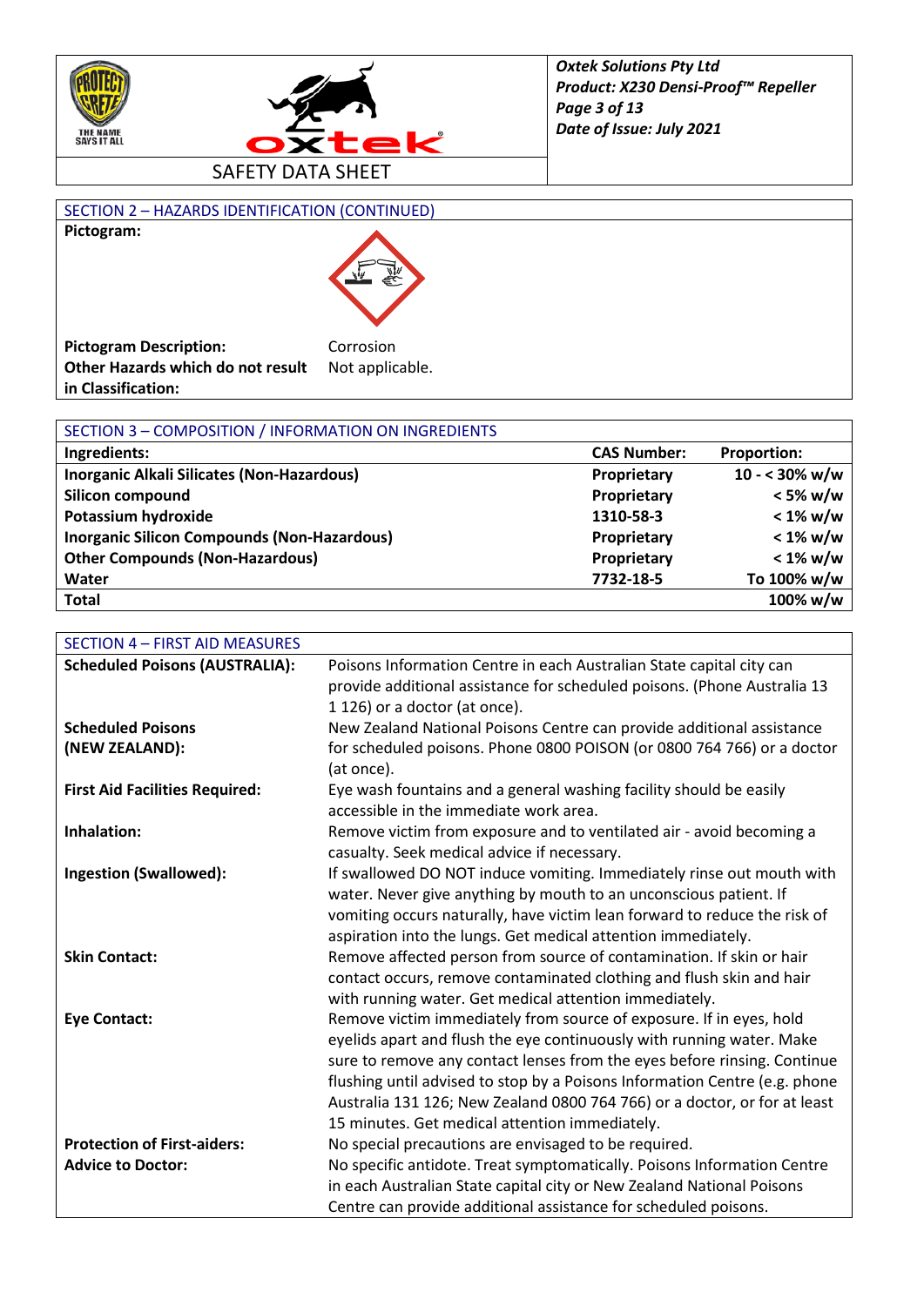## SECTION 2 – HAZARDS IDENTIFICATION (CONTINUED)

**Pictogram:**

**Pictogram Description:** Corrosion

**Other Hazards which do not result in Classification:** Not applicable.

## SECTION 3 – COMPOSITION / INFORMATION ON INGREDIENTS

| Ingredients: | CAS Number: | Proportion: |
|---|---|---|
| Inorganic Alkali Silicates (Non-Hazardous) | Proprietary | 10 - < 30% w/w |
| Silicon compound | Proprietary | < 5% w/w |
| Potassium hydroxide | 1310-58-3 | < 1% w/w |
| Inorganic Silicon Compounds (Non-Hazardous) | Proprietary | < 1% w/w |
| Other Compounds (Non-Hazardous) | Proprietary | < 1% w/w |
| Water | 7732-18-5 | To 100% w/w |
| **Total** | | 100% w/w |

## SECTION 4 – FIRST AID MEASURES

**Scheduled Poisons (AUSTRALIA):** Poisons Information Centre in each Australian State capital city can provide additional assistance for scheduled poisons. (Phone Australia 13 1 126) or a doctor (at once).

**Scheduled Poisons (NEW ZEALAND):** New Zealand National Poisons Centre can provide additional assistance for scheduled poisons. Phone 0800 POISON (or 0800 764 766) or a doctor (at once).

**First Aid Facilities Required:** Eye wash fountains and a general washing facility should be easily accessible in the immediate work area.

**Inhalation:** Remove victim from exposure and to ventilated air - avoid becoming a casualty. Seek medical advice if necessary.

**Ingestion (Swallowed):** If swallowed DO NOT induce vomiting. Immediately rinse out mouth with water. Never give anything by mouth to an unconscious patient. If vomiting occurs naturally, have victim lean forward to reduce the risk of aspiration into the lungs. Get medical attention immediately.

**Skin Contact:** Remove affected person from source of contamination. If skin or hair contact occurs, remove contaminated clothing and flush skin and hair with running water. Get medical attention immediately.

**Eye Contact:** Remove victim immediately from source of exposure. If in eyes, hold eyelids apart and flush the eye continuously with running water. Make sure to remove any contact lenses from the eyes before rinsing. Continue flushing until advised to stop by a Poisons Information Centre (e.g. phone Australia 131 126; New Zealand 0800 764 766) or a doctor, or for at least 15 minutes. Get medical attention immediately.

**Protection of First-aiders:** No special precautions are envisaged to be required.

**Advice to Doctor:** No specific antidote. Treat symptomatically. Poisons Information Centre in each Australian State capital city or New Zealand National Poisons Centre can provide additional assistance for scheduled poisons.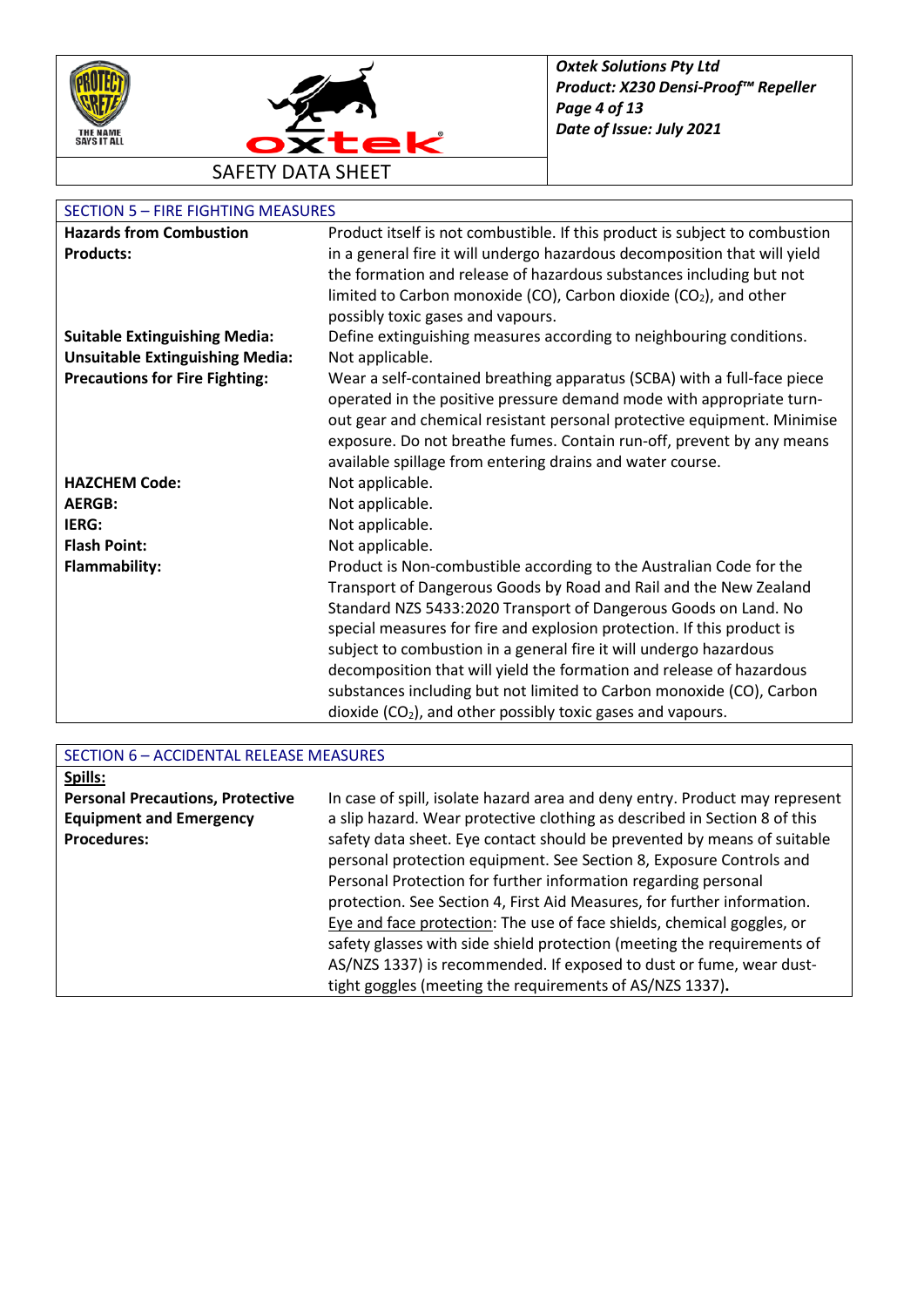## SECTION 5 – FIRE FIGHTING MEASURES

| | |
|---|---|
| **Hazards from Combustion Products:** | Product itself is not combustible. If this product is subject to combustion in a general fire it will undergo hazardous decomposition that will yield the formation and release of hazardous substances including but not limited to Carbon monoxide (CO), Carbon dioxide ($CO_2$), and other possibly toxic gases and vapours. |
| **Suitable Extinguishing Media:** | Define extinguishing measures according to neighbouring conditions. |
| **Unsuitable Extinguishing Media:** | Not applicable. |
| **Precautions for Fire Fighting:** | Wear a self-contained breathing apparatus (SCBA) with a full-face piece operated in the positive pressure demand mode with appropriate turn-out gear and chemical resistant personal protective equipment. Minimise exposure. Do not breathe fumes. Contain run-off, prevent by any means available spillage from entering drains and water course. |
| **HAZCHEM Code:** | Not applicable. |
| **AERGB:** | Not applicable. |
| **IERG:** | Not applicable. |
| **Flash Point:** | Not applicable. |
| **Flammability:** | Product is Non-combustible according to the Australian Code for the Transport of Dangerous Goods by Road and Rail and the New Zealand Standard NZS 5433:2020 Transport of Dangerous Goods on Land. No special measures for fire and explosion protection. If this product is subject to combustion in a general fire it will undergo hazardous decomposition that will yield the formation and release of hazardous substances including but not limited to Carbon monoxide (CO), Carbon dioxide ($CO_2$), and other possibly toxic gases and vapours. |

## SECTION 6 – ACCIDENTAL RELEASE MEASURES

**Spills:**

| | |
|---|---|
| **Personal Precautions, Protective Equipment and Emergency Procedures:** | In case of spill, isolate hazard area and deny entry. Product may represent a slip hazard. Wear protective clothing as described in Section 8 of this safety data sheet. Eye contact should be prevented by means of suitable personal protection equipment. See Section 8, Exposure Controls and Personal Protection for further information regarding personal protection. See Section 4, First Aid Measures, for further information. Eye and face protection: The use of face shields, chemical goggles, or safety glasses with side shield protection (meeting the requirements of AS/NZS 1337) is recommended. If exposed to dust or fume, wear dust-tight goggles (meeting the requirements of AS/NZS 1337). |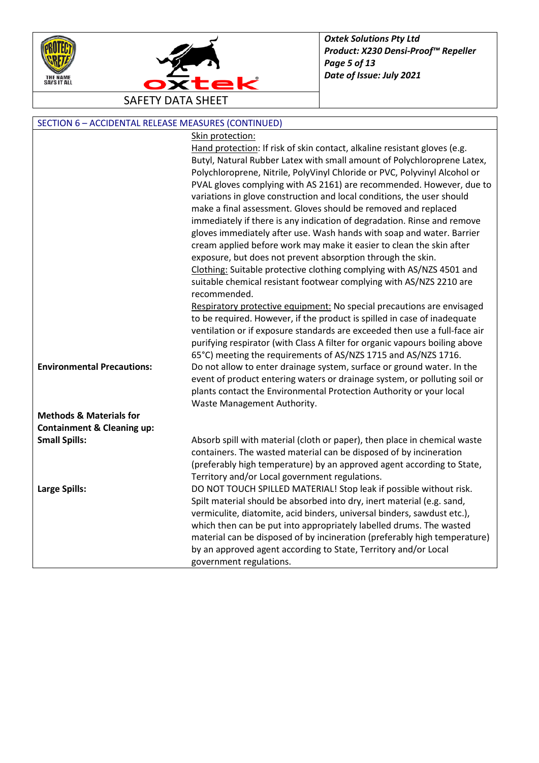## SECTION 6 – ACCIDENTAL RELEASE MEASURES (CONTINUED)

<u>Skin protection:</u>

<u>Hand protection</u>: If risk of skin contact, alkaline resistant gloves (e.g. Butyl, Natural Rubber Latex with small amount of Polychloroprene Latex, Polychloroprene, Nitrile, PolyVinyl Chloride or PVC, Polyvinyl Alcohol or PVAL gloves complying with AS 2161) are recommended. However, due to variations in glove construction and local conditions, the user should make a final assessment. Gloves should be removed and replaced immediately if there is any indication of degradation. Rinse and remove gloves immediately after use. Wash hands with soap and water. Barrier cream applied before work may make it easier to clean the skin after exposure, but does not prevent absorption through the skin.

<u>Clothing:</u> Suitable protective clothing complying with AS/NZS 4501 and suitable chemical resistant footwear complying with AS/NZS 2210 are recommended.

<u>Respiratory protective equipment:</u> No special precautions are envisaged to be required. However, if the product is spilled in case of inadequate ventilation or if exposure standards are exceeded then use a full-face air purifying respirator (with Class A filter for organic vapours boiling above 65°C) meeting the requirements of AS/NZS 1715 and AS/NZS 1716.

**Environmental Precautions:** Do not allow to enter drainage system, surface or ground water. In the event of product entering waters or drainage system, or polluting soil or plants contact the Environmental Protection Authority or your local Waste Management Authority.

**Methods & Materials for Containment & Cleaning up:**

**Small Spills:** Absorb spill with material (cloth or paper), then place in chemical waste containers. The wasted material can be disposed of by incineration (preferably high temperature) by an approved agent according to State, Territory and/or Local government regulations.

**Large Spills:** DO NOT TOUCH SPILLED MATERIAL! Stop leak if possible without risk. Spilt material should be absorbed into dry, inert material (e.g. sand, vermiculite, diatomite, acid binders, universal binders, sawdust etc.), which then can be put into appropriately labelled drums. The wasted material can be disposed of by incineration (preferably high temperature) by an approved agent according to State, Territory and/or Local government regulations.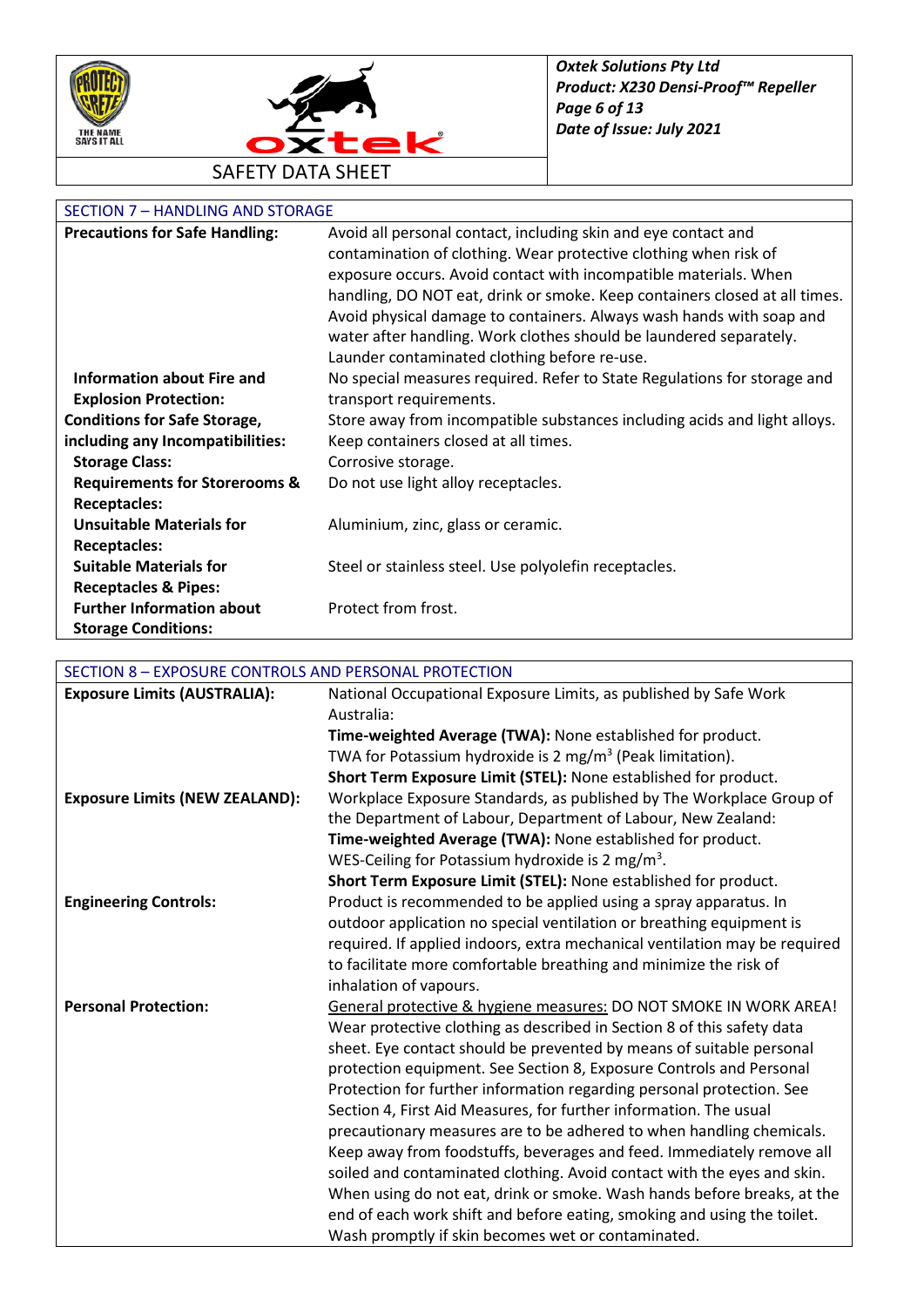## SECTION 7 – HANDLING AND STORAGE

| | |
|---|---|
| **Precautions for Safe Handling:** | Avoid all personal contact, including skin and eye contact and contamination of clothing. Wear protective clothing when risk of exposure occurs. Avoid contact with incompatible materials. When handling, DO NOT eat, drink or smoke. Keep containers closed at all times. Avoid physical damage to containers. Always wash hands with soap and water after handling. Work clothes should be laundered separately. Launder contaminated clothing before re-use. |
| **Information about Fire and Explosion Protection:** | No special measures required. Refer to State Regulations for storage and transport requirements. |
| **Conditions for Safe Storage, including any Incompatibilities:** | Store away from incompatible substances including acids and light alloys. Keep containers closed at all times. |
| **Storage Class:** | Corrosive storage. |
| **Requirements for Storerooms & Receptacles:** | Do not use light alloy receptacles. |
| **Unsuitable Materials for Receptacles:** | Aluminium, zinc, glass or ceramic. |
| **Suitable Materials for Receptacles & Pipes:** | Steel or stainless steel. Use polyolefin receptacles. |
| **Further Information about Storage Conditions:** | Protect from frost. |

## SECTION 8 – EXPOSURE CONTROLS AND PERSONAL PROTECTION

| | |
|---|---|
| **Exposure Limits (AUSTRALIA):** | National Occupational Exposure Limits, as published by Safe Work Australia:<br>**Time-weighted Average (TWA):** None established for product.<br>TWA for Potassium hydroxide is 2 $mg/m^3$ (Peak limitation).<br>**Short Term Exposure Limit (STEL):** None established for product. |
| **Exposure Limits (NEW ZEALAND):** | Workplace Exposure Standards, as published by The Workplace Group of the Department of Labour, Department of Labour, New Zealand:<br>**Time-weighted Average (TWA):** None established for product.<br>WES-Ceiling for Potassium hydroxide is 2 $mg/m^3$.<br>**Short Term Exposure Limit (STEL):** None established for product. |
| **Engineering Controls:** | Product is recommended to be applied using a spray apparatus. In outdoor application no special ventilation or breathing equipment is required. If applied indoors, extra mechanical ventilation may be required to facilitate more comfortable breathing and minimize the risk of inhalation of vapours. |
| **Personal Protection:** | General protective & hygiene measures: DO NOT SMOKE IN WORK AREA! Wear protective clothing as described in Section 8 of this safety data sheet. Eye contact should be prevented by means of suitable personal protection equipment. See Section 8, Exposure Controls and Personal Protection for further information regarding personal protection. See Section 4, First Aid Measures, for further information. The usual precautionary measures are to be adhered to when handling chemicals. Keep away from foodstuffs, beverages and feed. Immediately remove all soiled and contaminated clothing. Avoid contact with the eyes and skin. When using do not eat, drink or smoke. Wash hands before breaks, at the end of each work shift and before eating, smoking and using the toilet. Wash promptly if skin becomes wet or contaminated. |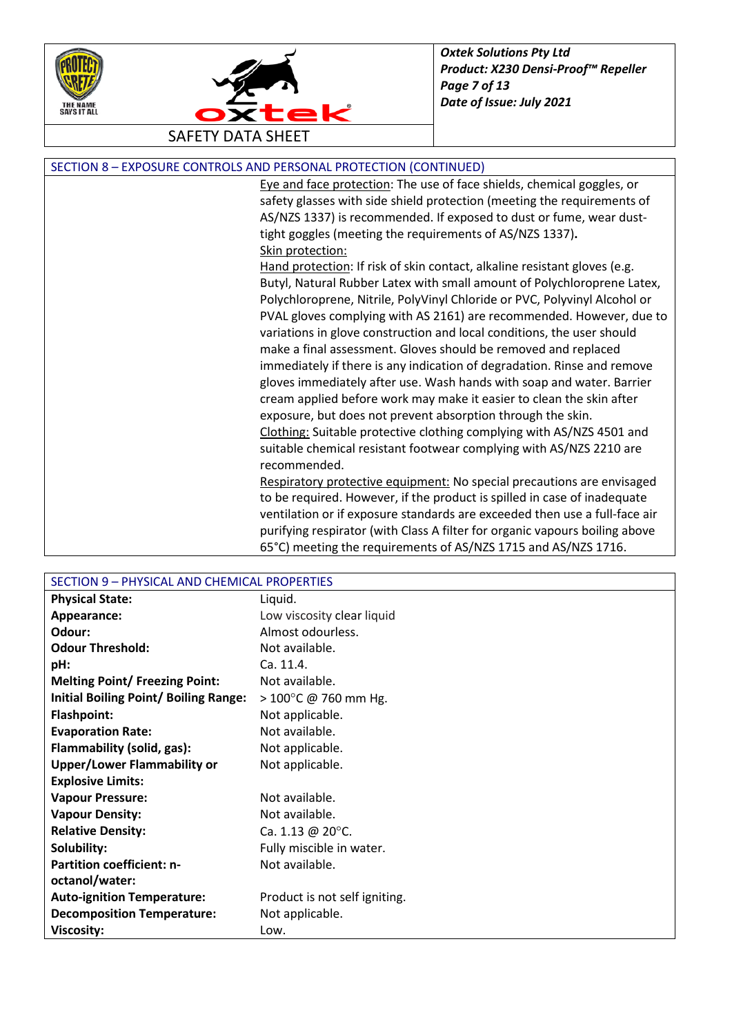## SECTION 8 – EXPOSURE CONTROLS AND PERSONAL PROTECTION (CONTINUED)

Eye and face protection: The use of face shields, chemical goggles, or safety glasses with side shield protection (meeting the requirements of AS/NZS 1337) is recommended. If exposed to dust or fume, wear dust-tight goggles (meeting the requirements of AS/NZS 1337).

Skin protection:

Hand protection: If risk of skin contact, alkaline resistant gloves (e.g. Butyl, Natural Rubber Latex with small amount of Polychloroprene Latex, Polychloroprene, Nitrile, PolyVinyl Chloride or PVC, Polyvinyl Alcohol or PVAL gloves complying with AS 2161) are recommended. However, due to variations in glove construction and local conditions, the user should make a final assessment. Gloves should be removed and replaced immediately if there is any indication of degradation. Rinse and remove gloves immediately after use. Wash hands with soap and water. Barrier cream applied before work may make it easier to clean the skin after exposure, but does not prevent absorption through the skin.

Clothing: Suitable protective clothing complying with AS/NZS 4501 and suitable chemical resistant footwear complying with AS/NZS 2210 are recommended.

Respiratory protective equipment: No special precautions are envisaged to be required. However, if the product is spilled in case of inadequate ventilation or if exposure standards are exceeded then use a full-face air purifying respirator (with Class A filter for organic vapours boiling above 65°C) meeting the requirements of AS/NZS 1715 and AS/NZS 1716.

## SECTION 9 – PHYSICAL AND CHEMICAL PROPERTIES

| Property | Value |
|---|---|
| **Physical State:** | Liquid. |
| **Appearance:** | Low viscosity clear liquid |
| **Odour:** | Almost odourless. |
| **Odour Threshold:** | Not available. |
| **pH:** | Ca. 11.4. |
| **Melting Point/ Freezing Point:** | Not available. |
| **Initial Boiling Point/ Boiling Range:** | > 100°C @ 760 mm Hg. |
| **Flashpoint:** | Not applicable. |
| **Evaporation Rate:** | Not available. |
| **Flammability (solid, gas):** | Not applicable. |
| **Upper/Lower Flammability or Explosive Limits:** | Not applicable. |
| **Vapour Pressure:** | Not available. |
| **Vapour Density:** | Not available. |
| **Relative Density:** | Ca. 1.13 @ 20°C. |
| **Solubility:** | Fully miscible in water. |
| **Partition coefficient: n-octanol/water:** | Not available. |
| **Auto-ignition Temperature:** | Product is not self igniting. |
| **Decomposition Temperature:** | Not applicable. |
| **Viscosity:** | Low. |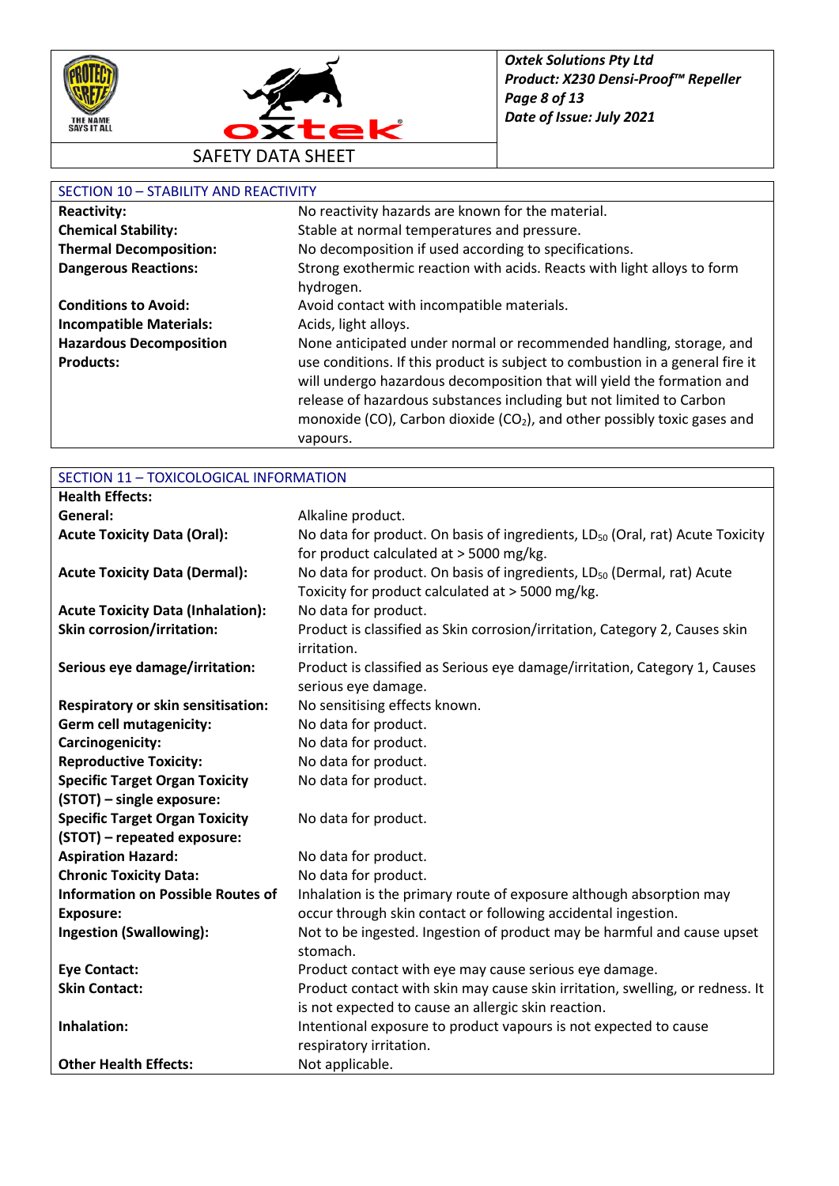## SECTION 10 – STABILITY AND REACTIVITY

| | |
|---|---|
| **Reactivity:** | No reactivity hazards are known for the material. |
| **Chemical Stability:** | Stable at normal temperatures and pressure. |
| **Thermal Decomposition:** | No decomposition if used according to specifications. |
| **Dangerous Reactions:** | Strong exothermic reaction with acids. Reacts with light alloys to form hydrogen. |
| **Conditions to Avoid:** | Avoid contact with incompatible materials. |
| **Incompatible Materials:** | Acids, light alloys. |
| **Hazardous Decomposition Products:** | None anticipated under normal or recommended handling, storage, and use conditions. If this product is subject to combustion in a general fire it will undergo hazardous decomposition that will yield the formation and release of hazardous substances including but not limited to Carbon monoxide (CO), Carbon dioxide ($CO_2$), and other possibly toxic gases and vapours. |

## SECTION 11 – TOXICOLOGICAL INFORMATION

| | |
|---|---|
| **Health Effects:** | |
| **General:** | Alkaline product. |
| **Acute Toxicity Data (Oral):** | No data for product. On basis of ingredients, $LD_{50}$ (Oral, rat) Acute Toxicity for product calculated at > 5000 mg/kg. |
| **Acute Toxicity Data (Dermal):** | No data for product. On basis of ingredients, $LD_{50}$ (Dermal, rat) Acute Toxicity for product calculated at > 5000 mg/kg. |
| **Acute Toxicity Data (Inhalation):** | No data for product. |
| **Skin corrosion/irritation:** | Product is classified as Skin corrosion/irritation, Category 2, Causes skin irritation. |
| **Serious eye damage/irritation:** | Product is classified as Serious eye damage/irritation, Category 1, Causes serious eye damage. |
| **Respiratory or skin sensitisation:** | No sensitising effects known. |
| **Germ cell mutagenicity:** | No data for product. |
| **Carcinogenicity:** | No data for product. |
| **Reproductive Toxicity:** | No data for product. |
| **Specific Target Organ Toxicity (STOT) – single exposure:** | No data for product. |
| **Specific Target Organ Toxicity (STOT) – repeated exposure:** | No data for product. |
| **Aspiration Hazard:** | No data for product. |
| **Chronic Toxicity Data:** | No data for product. |
| **Information on Possible Routes of Exposure:** | Inhalation is the primary route of exposure although absorption may occur through skin contact or following accidental ingestion. |
| **Ingestion (Swallowing):** | Not to be ingested. Ingestion of product may be harmful and cause upset stomach. |
| **Eye Contact:** | Product contact with eye may cause serious eye damage. |
| **Skin Contact:** | Product contact with skin may cause skin irritation, swelling, or redness. It is not expected to cause an allergic skin reaction. |
| **Inhalation:** | Intentional exposure to product vapours is not expected to cause respiratory irritation. |
| **Other Health Effects:** | Not applicable. |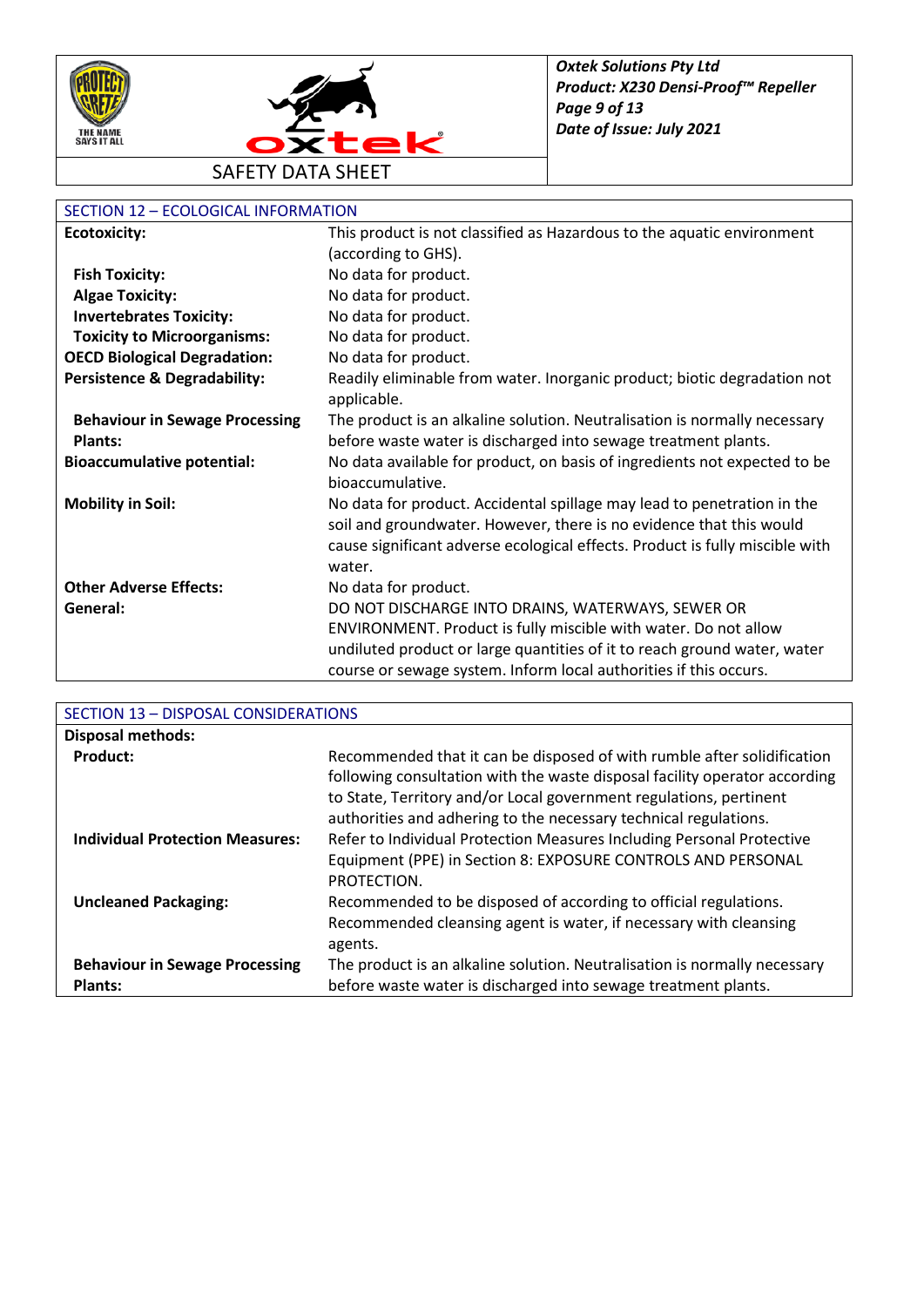## SECTION 12 – ECOLOGICAL INFORMATION

| | |
|---|---|
| **Ecotoxicity:** | This product is not classified as Hazardous to the aquatic environment (according to GHS). |
| **Fish Toxicity:** | No data for product. |
| **Algae Toxicity:** | No data for product. |
| **Invertebrates Toxicity:** | No data for product. |
| **Toxicity to Microorganisms:** | No data for product. |
| **OECD Biological Degradation:** | No data for product. |
| **Persistence & Degradability:** | Readily eliminable from water. Inorganic product; biotic degradation not applicable. |
| **Behaviour in Sewage Processing Plants:** | The product is an alkaline solution. Neutralisation is normally necessary before waste water is discharged into sewage treatment plants. |
| **Bioaccumulative potential:** | No data available for product, on basis of ingredients not expected to be bioaccumulative. |
| **Mobility in Soil:** | No data for product. Accidental spillage may lead to penetration in the soil and groundwater. However, there is no evidence that this would cause significant adverse ecological effects. Product is fully miscible with water. |
| **Other Adverse Effects:** | No data for product. |
| **General:** | DO NOT DISCHARGE INTO DRAINS, WATERWAYS, SEWER OR ENVIRONMENT. Product is fully miscible with water. Do not allow undiluted product or large quantities of it to reach ground water, water course or sewage system. Inform local authorities if this occurs. |

## SECTION 13 – DISPOSAL CONSIDERATIONS

| | |
|---|---|
| **Disposal methods:** | |
| **Product:** | Recommended that it can be disposed of with rumble after solidification following consultation with the waste disposal facility operator according to State, Territory and/or Local government regulations, pertinent authorities and adhering to the necessary technical regulations. |
| **Individual Protection Measures:** | Refer to Individual Protection Measures Including Personal Protective Equipment (PPE) in Section 8: EXPOSURE CONTROLS AND PERSONAL PROTECTION. |
| **Uncleaned Packaging:** | Recommended to be disposed of according to official regulations. Recommended cleansing agent is water, if necessary with cleansing agents. |
| **Behaviour in Sewage Processing Plants:** | The product is an alkaline solution. Neutralisation is normally necessary before waste water is discharged into sewage treatment plants. |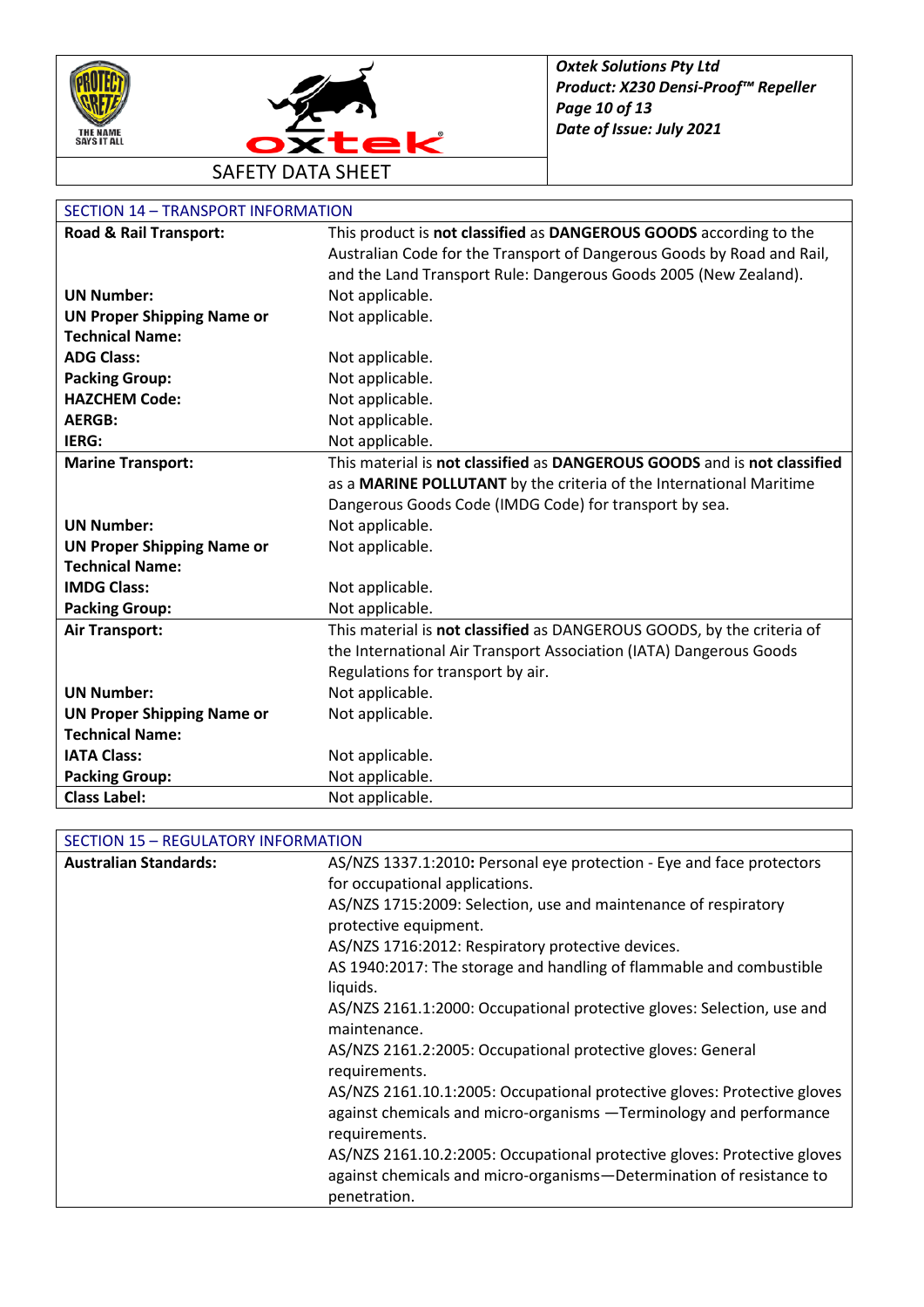## SECTION 14 – TRANSPORT INFORMATION

| | |
|---|---|
| **Road & Rail Transport:** | This product is **not classified** as **DANGEROUS GOODS** according to the Australian Code for the Transport of Dangerous Goods by Road and Rail, and the Land Transport Rule: Dangerous Goods 2005 (New Zealand). |
| **UN Number:** | Not applicable. |
| **UN Proper Shipping Name or Technical Name:** | Not applicable. |
| **ADG Class:** | Not applicable. |
| **Packing Group:** | Not applicable. |
| **HAZCHEM Code:** | Not applicable. |
| **AERGB:** | Not applicable. |
| **IERG:** | Not applicable. |
| **Marine Transport:** | This material is **not classified** as **DANGEROUS GOODS** and is **not classified** as a **MARINE POLLUTANT** by the criteria of the International Maritime Dangerous Goods Code (IMDG Code) for transport by sea. |
| **UN Number:** | Not applicable. |
| **UN Proper Shipping Name or Technical Name:** | Not applicable. |
| **IMDG Class:** | Not applicable. |
| **Packing Group:** | Not applicable. |
| **Air Transport:** | This material is **not classified** as DANGEROUS GOODS, by the criteria of the International Air Transport Association (IATA) Dangerous Goods Regulations for transport by air. |
| **UN Number:** | Not applicable. |
| **UN Proper Shipping Name or Technical Name:** | Not applicable. |
| **IATA Class:** | Not applicable. |
| **Packing Group:** | Not applicable. |
| **Class Label:** | Not applicable. |

## SECTION 15 – REGULATORY INFORMATION

| | |
|---|---|
| **Australian Standards:** | AS/NZS 1337.1:2010**:** Personal eye protection - Eye and face protectors for occupational applications.<br>AS/NZS 1715:2009: Selection, use and maintenance of respiratory protective equipment.<br>AS/NZS 1716:2012: Respiratory protective devices.<br>AS 1940:2017: The storage and handling of flammable and combustible liquids.<br>AS/NZS 2161.1:2000: Occupational protective gloves: Selection, use and maintenance.<br>AS/NZS 2161.2:2005: Occupational protective gloves: General requirements.<br>AS/NZS 2161.10.1:2005: Occupational protective gloves: Protective gloves against chemicals and micro-organisms —Terminology and performance requirements.<br>AS/NZS 2161.10.2:2005: Occupational protective gloves: Protective gloves against chemicals and micro-organisms—Determination of resistance to penetration. |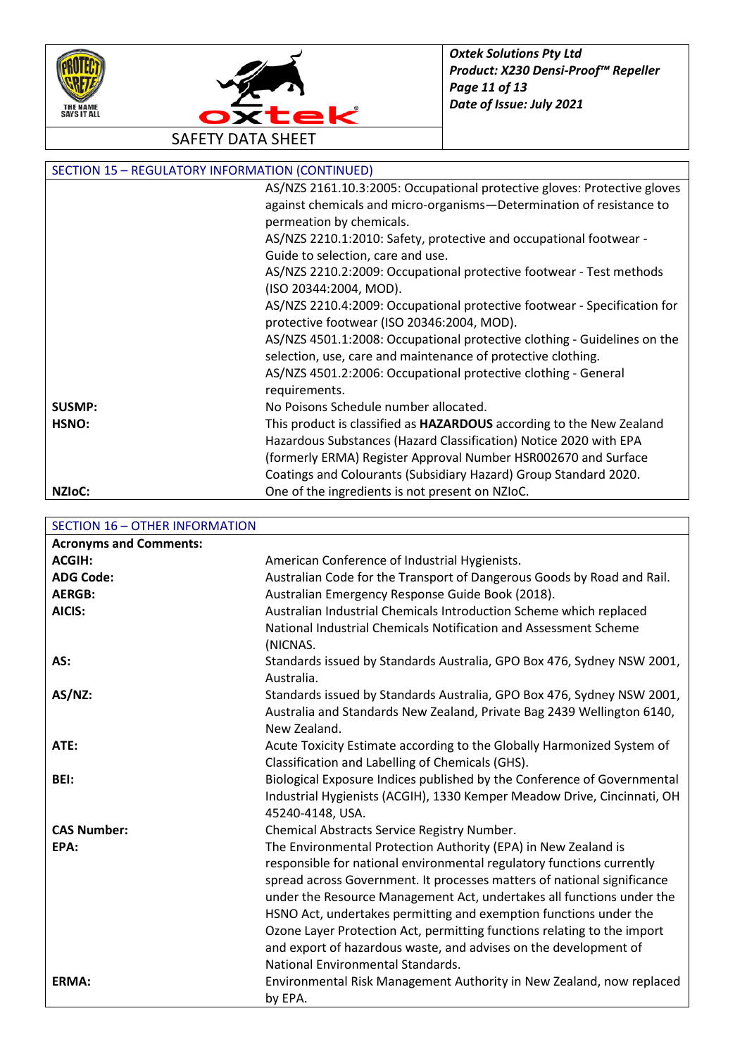## SECTION 15 – REGULATORY INFORMATION (CONTINUED)

| | |
|---|---|
| | AS/NZS 2161.10.3:2005: Occupational protective gloves: Protective gloves against chemicals and micro-organisms—Determination of resistance to permeation by chemicals. AS/NZS 2210.1:2010: Safety, protective and occupational footwear - Guide to selection, care and use. AS/NZS 2210.2:2009: Occupational protective footwear - Test methods (ISO 20344:2004, MOD). AS/NZS 2210.4:2009: Occupational protective footwear - Specification for protective footwear (ISO 20346:2004, MOD). AS/NZS 4501.1:2008: Occupational protective clothing - Guidelines on the selection, use, care and maintenance of protective clothing. AS/NZS 4501.2:2006: Occupational protective clothing - General requirements. |
| **SUSMP:** | No Poisons Schedule number allocated. |
| **HSNO:** | This product is classified as **HAZARDOUS** according to the New Zealand Hazardous Substances (Hazard Classification) Notice 2020 with EPA (formerly ERMA) Register Approval Number HSR002670 and Surface Coatings and Colourants (Subsidiary Hazard) Group Standard 2020. |
| **NZIoC:** | One of the ingredients is not present on NZIoC. |

## SECTION 16 – OTHER INFORMATION

**Acronyms and Comments:**

| | |
|---|---|
| **ACGIH:** | American Conference of Industrial Hygienists. |
| **ADG Code:** | Australian Code for the Transport of Dangerous Goods by Road and Rail. |
| **AERGB:** | Australian Emergency Response Guide Book (2018). |
| **AICIS:** | Australian Industrial Chemicals Introduction Scheme which replaced National Industrial Chemicals Notification and Assessment Scheme (NICNAS. |
| **AS:** | Standards issued by Standards Australia, GPO Box 476, Sydney NSW 2001, Australia. |
| **AS/NZ:** | Standards issued by Standards Australia, GPO Box 476, Sydney NSW 2001, Australia and Standards New Zealand, Private Bag 2439 Wellington 6140, New Zealand. |
| **ATE:** | Acute Toxicity Estimate according to the Globally Harmonized System of Classification and Labelling of Chemicals (GHS). |
| **BEI:** | Biological Exposure Indices published by the Conference of Governmental Industrial Hygienists (ACGIH), 1330 Kemper Meadow Drive, Cincinnati, OH 45240-4148, USA. |
| **CAS Number:** | Chemical Abstracts Service Registry Number. |
| **EPA:** | The Environmental Protection Authority (EPA) in New Zealand is responsible for national environmental regulatory functions currently spread across Government. It processes matters of national significance under the Resource Management Act, undertakes all functions under the HSNO Act, undertakes permitting and exemption functions under the Ozone Layer Protection Act, permitting functions relating to the import and export of hazardous waste, and advises on the development of National Environmental Standards. |
| **ERMA:** | Environmental Risk Management Authority in New Zealand, now replaced by EPA. |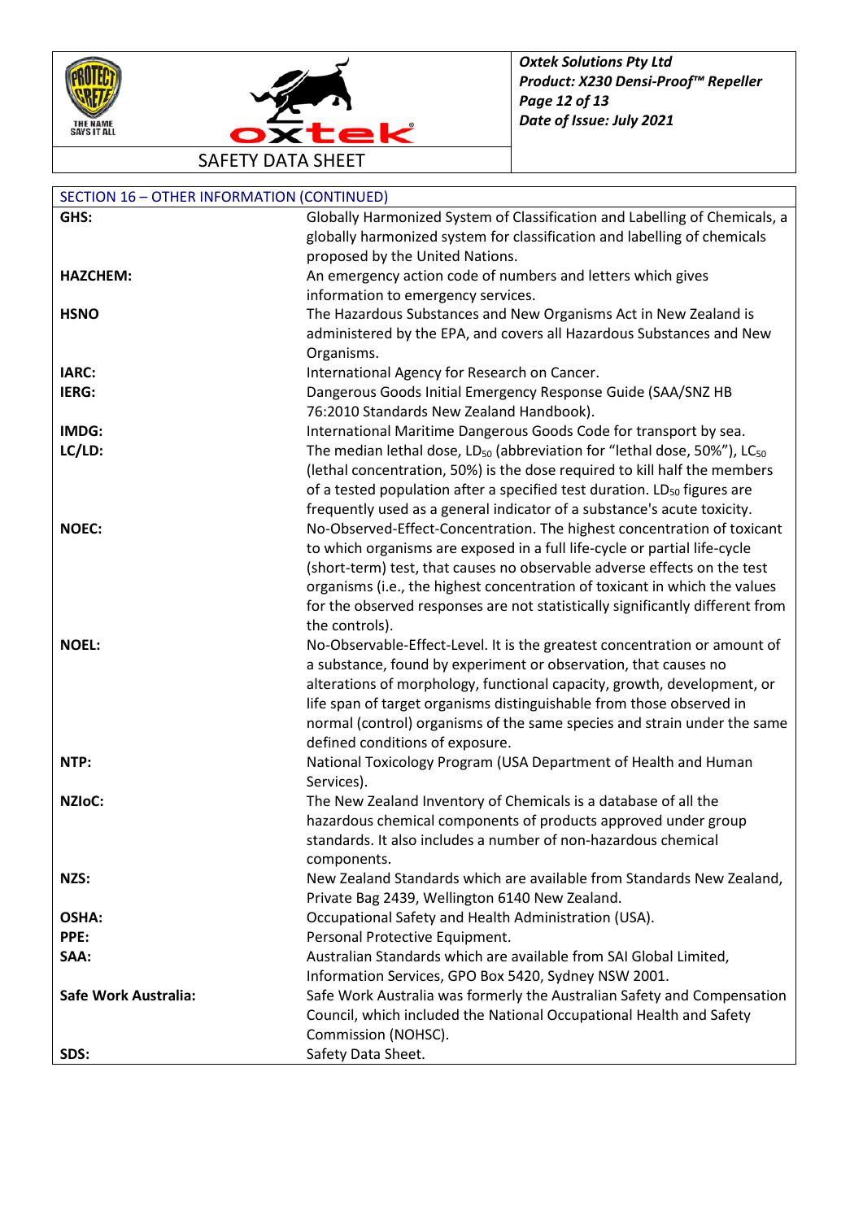## SECTION 16 – OTHER INFORMATION (CONTINUED)

| | |
|---|---|
| **GHS:** | Globally Harmonized System of Classification and Labelling of Chemicals, a globally harmonized system for classification and labelling of chemicals proposed by the United Nations. |
| **HAZCHEM:** | An emergency action code of numbers and letters which gives information to emergency services. |
| **HSNO** | The Hazardous Substances and New Organisms Act in New Zealand is administered by the EPA, and covers all Hazardous Substances and New Organisms. |
| **IARC:** | International Agency for Research on Cancer. |
| **IERG:** | Dangerous Goods Initial Emergency Response Guide (SAA/SNZ HB 76:2010 Standards New Zealand Handbook). |
| **IMDG:** | International Maritime Dangerous Goods Code for transport by sea. |
| **LC/LD:** | The median lethal dose, $LD_{50}$ (abbreviation for "lethal dose, 50%"), $LC_{50}$ (lethal concentration, 50%) is the dose required to kill half the members of a tested population after a specified test duration. $LD_{50}$ figures are frequently used as a general indicator of a substance's acute toxicity. |
| **NOEC:** | No-Observed-Effect-Concentration. The highest concentration of toxicant to which organisms are exposed in a full life-cycle or partial life-cycle (short-term) test, that causes no observable adverse effects on the test organisms (i.e., the highest concentration of toxicant in which the values for the observed responses are not statistically significantly different from the controls). |
| **NOEL:** | No-Observable-Effect-Level. It is the greatest concentration or amount of a substance, found by experiment or observation, that causes no alterations of morphology, functional capacity, growth, development, or life span of target organisms distinguishable from those observed in normal (control) organisms of the same species and strain under the same defined conditions of exposure. |
| **NTP:** | National Toxicology Program (USA Department of Health and Human Services). |
| **NZIoC:** | The New Zealand Inventory of Chemicals is a database of all the hazardous chemical components of products approved under group standards. It also includes a number of non-hazardous chemical components. |
| **NZS:** | New Zealand Standards which are available from Standards New Zealand, Private Bag 2439, Wellington 6140 New Zealand. |
| **OSHA:** | Occupational Safety and Health Administration (USA). |
| **PPE:** | Personal Protective Equipment. |
| **SAA:** | Australian Standards which are available from SAI Global Limited, Information Services, GPO Box 5420, Sydney NSW 2001. |
| **Safe Work Australia:** | Safe Work Australia was formerly the Australian Safety and Compensation Council, which included the National Occupational Health and Safety Commission (NOHSC). |
| **SDS:** | Safety Data Sheet. |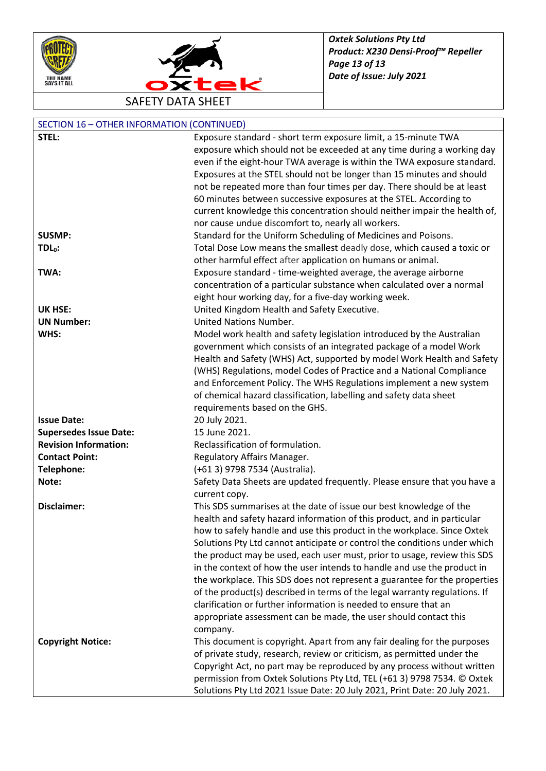SECTION 16 – OTHER INFORMATION (CONTINUED)

| | |
|---|---|
| **STEL:** | Exposure standard - short term exposure limit, a 15-minute TWA exposure which should not be exceeded at any time during a working day even if the eight-hour TWA average is within the TWA exposure standard. Exposures at the STEL should not be longer than 15 minutes and should not be repeated more than four times per day. There should be at least 60 minutes between successive exposures at the STEL. According to current knowledge this concentration should neither impair the health of, nor cause undue discomfort to, nearly all workers. |
| **SUSMP:** | Standard for the Uniform Scheduling of Medicines and Poisons. |
| **$TDL_0$:** | Total Dose Low means the smallest deadly dose, which caused a toxic or other harmful effect after application on humans or animal. |
| **TWA:** | Exposure standard - time-weighted average, the average airborne concentration of a particular substance when calculated over a normal eight hour working day, for a five-day working week. |
| **UK HSE:** | United Kingdom Health and Safety Executive. |
| **UN Number:** | United Nations Number. |
| **WHS:** | Model work health and safety legislation introduced by the Australian government which consists of an integrated package of a model Work Health and Safety (WHS) Act, supported by model Work Health and Safety (WHS) Regulations, model Codes of Practice and a National Compliance and Enforcement Policy. The WHS Regulations implement a new system of chemical hazard classification, labelling and safety data sheet requirements based on the GHS. |
| **Issue Date:** | 20 July 2021. |
| **Supersedes Issue Date:** | 15 June 2021. |
| **Revision Information:** | Reclassification of formulation. |
| **Contact Point:** | Regulatory Affairs Manager. |
| **Telephone:** | (+61 3) 9798 7534 (Australia). |
| **Note:** | Safety Data Sheets are updated frequently. Please ensure that you have a current copy. |
| **Disclaimer:** | This SDS summarises at the date of issue our best knowledge of the health and safety hazard information of this product, and in particular how to safely handle and use this product in the workplace. Since Oxtek Solutions Pty Ltd cannot anticipate or control the conditions under which the product may be used, each user must, prior to usage, review this SDS in the context of how the user intends to handle and use the product in the workplace. This SDS does not represent a guarantee for the properties of the product(s) described in terms of the legal warranty regulations. If clarification or further information is needed to ensure that an appropriate assessment can be made, the user should contact this company. |
| **Copyright Notice:** | This document is copyright. Apart from any fair dealing for the purposes of private study, research, review or criticism, as permitted under the Copyright Act, no part may be reproduced by any process without written permission from Oxtek Solutions Pty Ltd, TEL (+61 3) 9798 7534. © Oxtek Solutions Pty Ltd 2021 Issue Date: 20 July 2021, Print Date: 20 July 2021. |